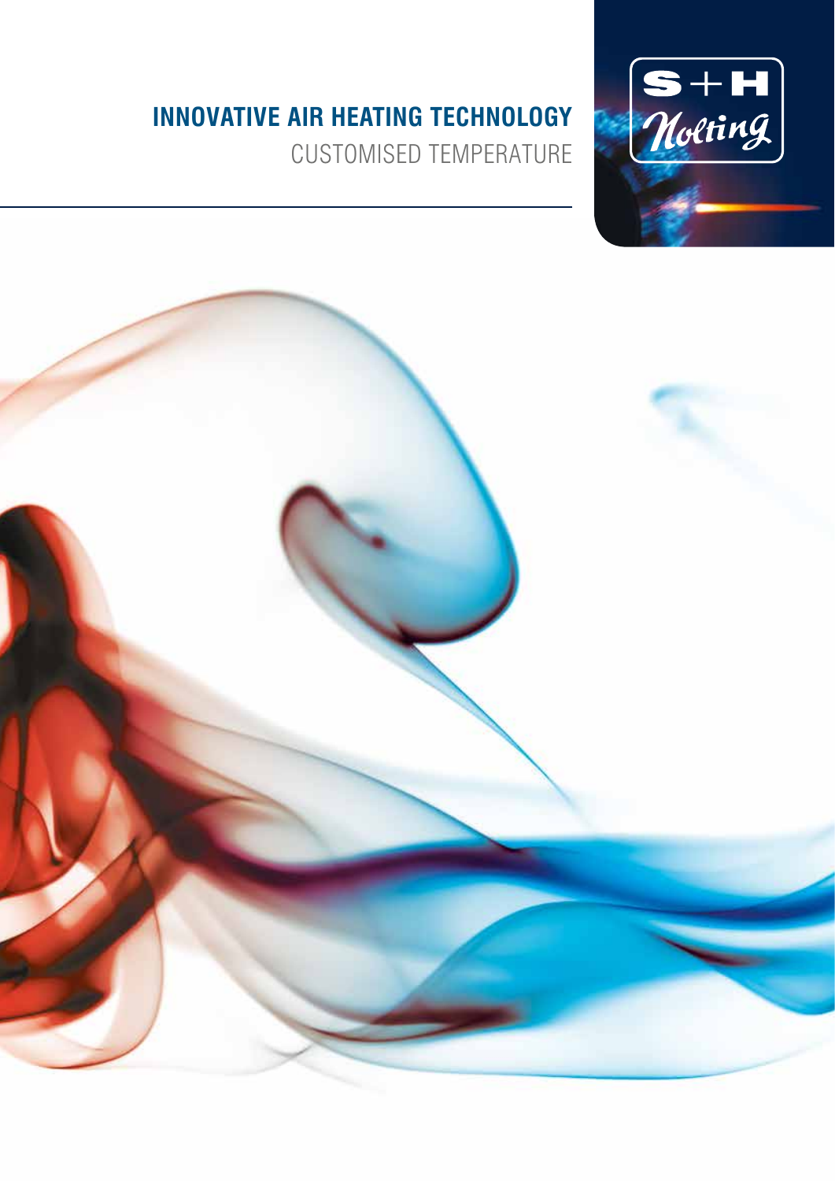# INNOVATIVE AIR HEATING TECHNOLOGY

CUSTOMISED TEMPERATURE

S+H Nolting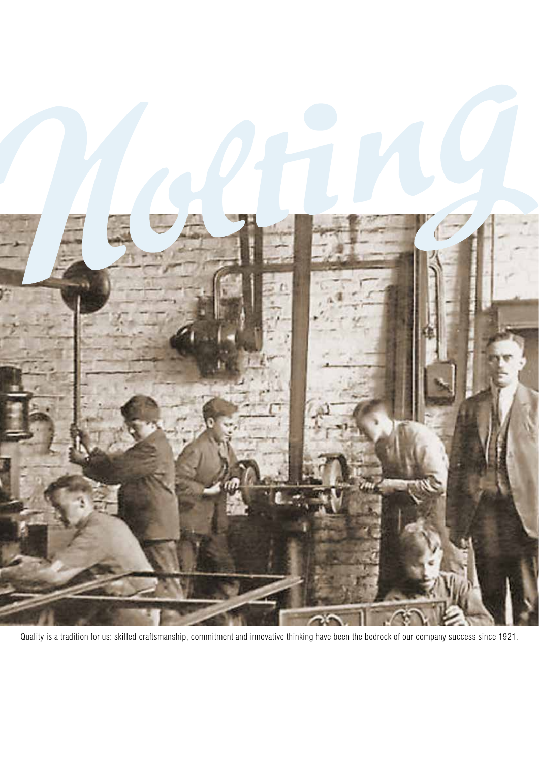Nolting

Quality is a tradition for us: skilled craftsmanship, commitment and innovative thinking have been the bedrock of our company success since 1921.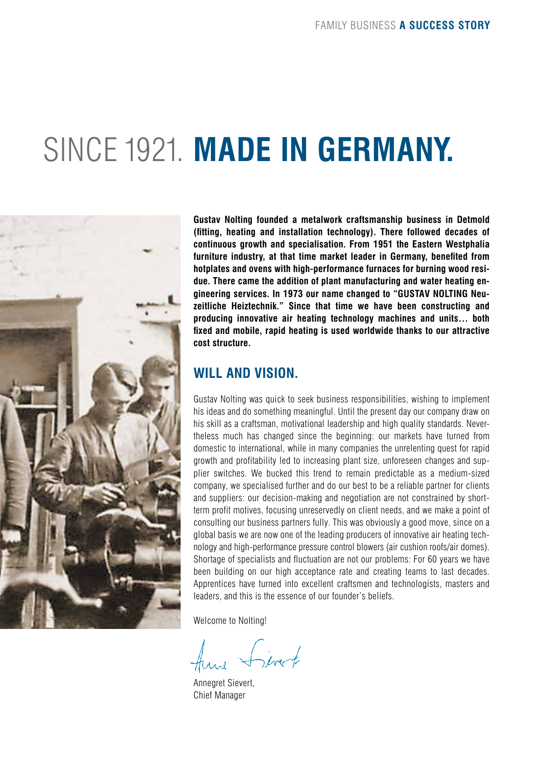# SINCE 1921. **MADE IN GERMANY.**

**Gustav Nolting founded a metalwork craftsmanship business in Detmold (fitting, heating and installation technology). There followed decades of continuous growth and specialisation. From 1951 the Eastern Westphalia furniture industry, at that time market leader in Germany, benefited from hotplates and ovens with high-performance furnaces for burning wood residue. There came the addition of plant manufacturing and water heating engineering services. In 1973 our name changed to "GUSTAV NOLTING Neuzeitliche Heiztechnik." Since that time we have been constructing and producing innovative air heating technology machines and units… both fixed and mobile, rapid heating is used worldwide thanks to our attractive cost structure.**

## WILL AND VISION.

Gustav Nolting was quick to seek business responsibilities, wishing to implement his ideas and do something meaningful. Until the present day our company draw on his skill as a craftsman, motivational leadership and high quality standards. Nevertheless much has changed since the beginning: our markets have turned from domestic to international, while in many companies the unrelenting quest for rapid growth and profitability led to increasing plant size, unforeseen changes and supplier switches. We bucked this trend to remain predictable as a medium-sized company, we specialised further and do our best to be a reliable partner for clients and suppliers: our decision-making and negotiation are not constrained by short-term profit motives, focusing unreservedly on client needs, and we make a point of consulting our business partners fully. This was obviously a good move, since on a global basis we are now one of the leading producers of innovative air heating technology and high-performance pressure control blowers (air cushion roofs/air domes). Shortage of specialists and fluctuation are not our problems: For 60 years we have been building on our high acceptance rate and creating teams to last decades. Apprentices have turned into excellent craftsmen and technologists, masters and leaders, and this is the essence of our founder's beliefs.

Welcome to Nolting!

Annegret Sievert,
Chief Manager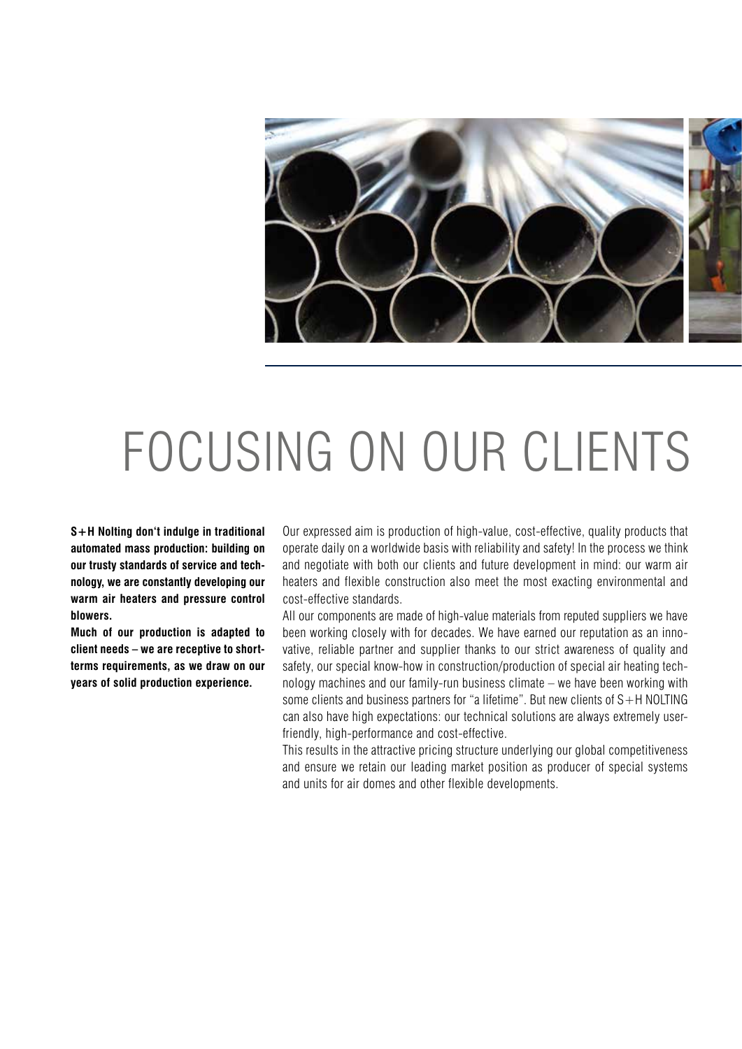# FOCUSING ON OUR CLIENTS

**S+H Nolting don't indulge in traditional automated mass production: building on our trusty standards of service and technology, we are constantly developing our warm air heaters and pressure control blowers.**

**Much of our production is adapted to client needs – we are receptive to short-terms requirements, as we draw on our years of solid production experience.**

Our expressed aim is production of high-value, cost-effective, quality products that operate daily on a worldwide basis with reliability and safety! In the process we think and negotiate with both our clients and future development in mind: our warm air heaters and flexible construction also meet the most exacting environmental and cost-effective standards.

All our components are made of high-value materials from reputed suppliers we have been working closely with for decades. We have earned our reputation as an innovative, reliable partner and supplier thanks to our strict awareness of quality and safety, our special know-how in construction/production of special air heating technology machines and our family-run business climate – we have been working with some clients and business partners for "a lifetime". But new clients of S+H NOLTING can also have high expectations: our technical solutions are always extremely user-friendly, high-performance and cost-effective.

This results in the attractive pricing structure underlying our global competitiveness and ensure we retain our leading market position as producer of special systems and units for air domes and other flexible developments.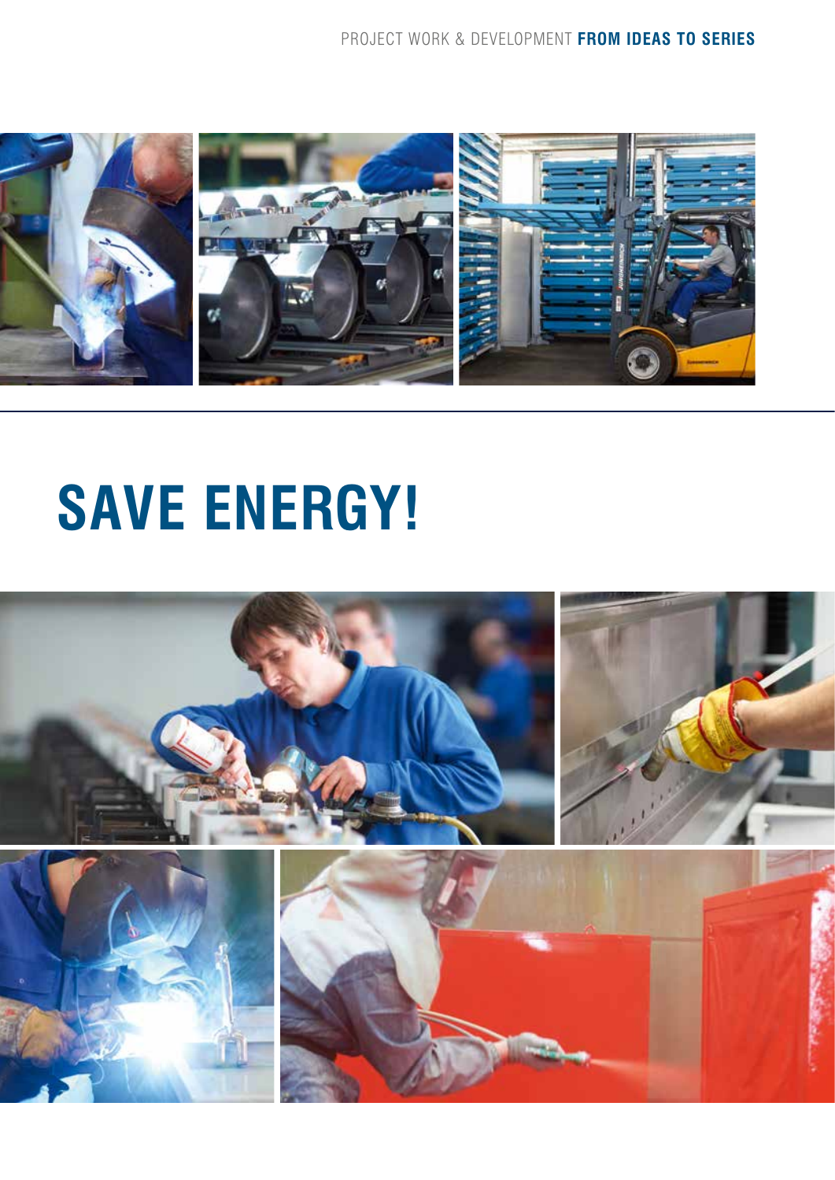# SAVE ENERGY!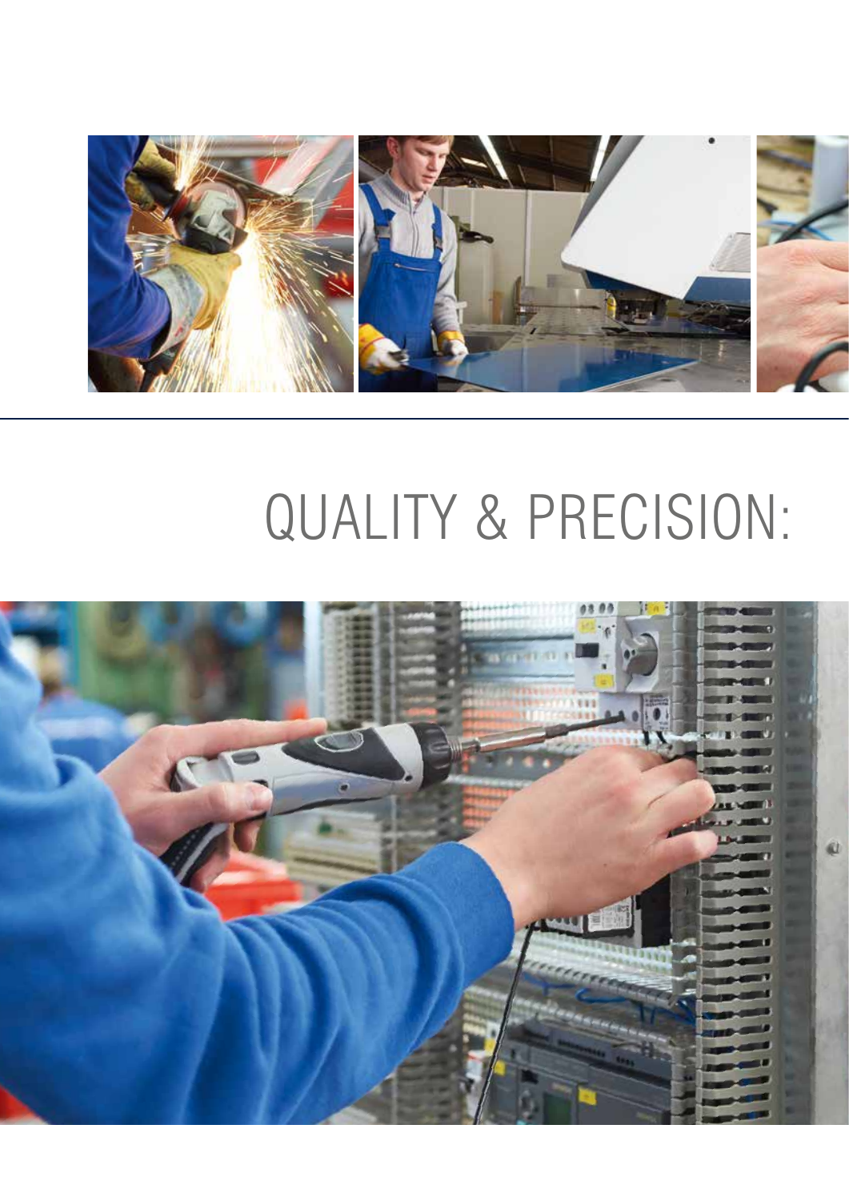# QUALITY & PRECISION: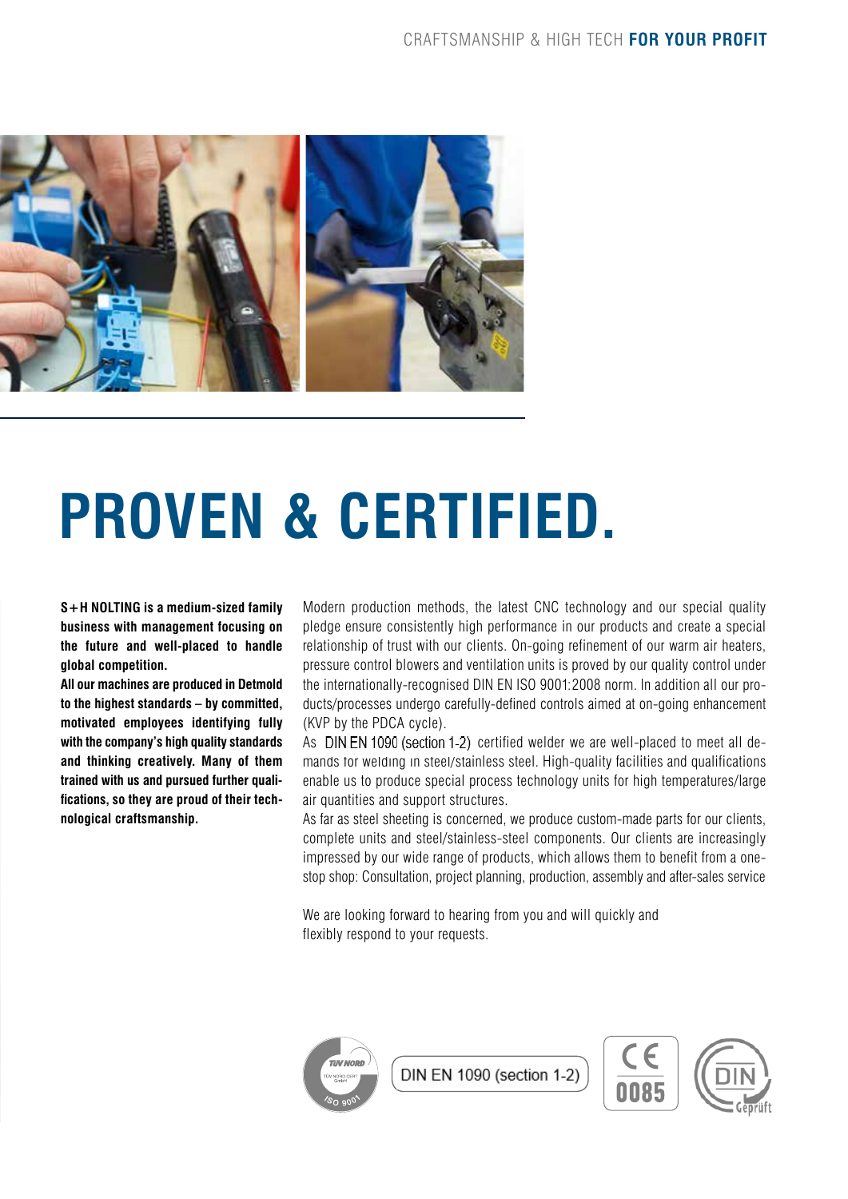# PROVEN & CERTIFIED.

**S+H NOLTING is a medium-sized family business with management focusing on the future and well-placed to handle global competition.**
**All our machines are produced in Detmold to the highest standards – by committed, motivated employees identifying fully with the company's high quality standards and thinking creatively. Many of them trained with us and pursued further qualifications, so they are proud of their technological craftsmanship.**

Modern production methods, the latest CNC technology and our special quality pledge ensure consistently high performance in our products and create a special relationship of trust with our clients. On-going refinement of our warm air heaters, pressure control blowers and ventilation units is proved by our quality control under the internationally-recognised DIN EN ISO 9001:2008 norm. In addition all our products/processes undergo carefully-defined controls aimed at on-going enhancement (KVP by the PDCA cycle).
As DIN EN 1090 (section 1-2) certified welder we are well-placed to meet all demands for welding in steel/stainless steel. High-quality facilities and qualifications enable us to produce special process technology units for high temperatures/large air quantities and support structures.
As far as steel sheeting is concerned, we produce custom-made parts for our clients, complete units and steel/stainless-steel components. Our clients are increasingly impressed by our wide range of products, which allows them to benefit from a one-stop shop: Consultation, project planning, production, assembly and after-sales service

We are looking forward to hearing from you and will quickly and flexibly respond to your requests.

TÜV NORD ISO 9001 | DIN EN 1090 (section 1-2) | CE 0085 | DIN Geprüft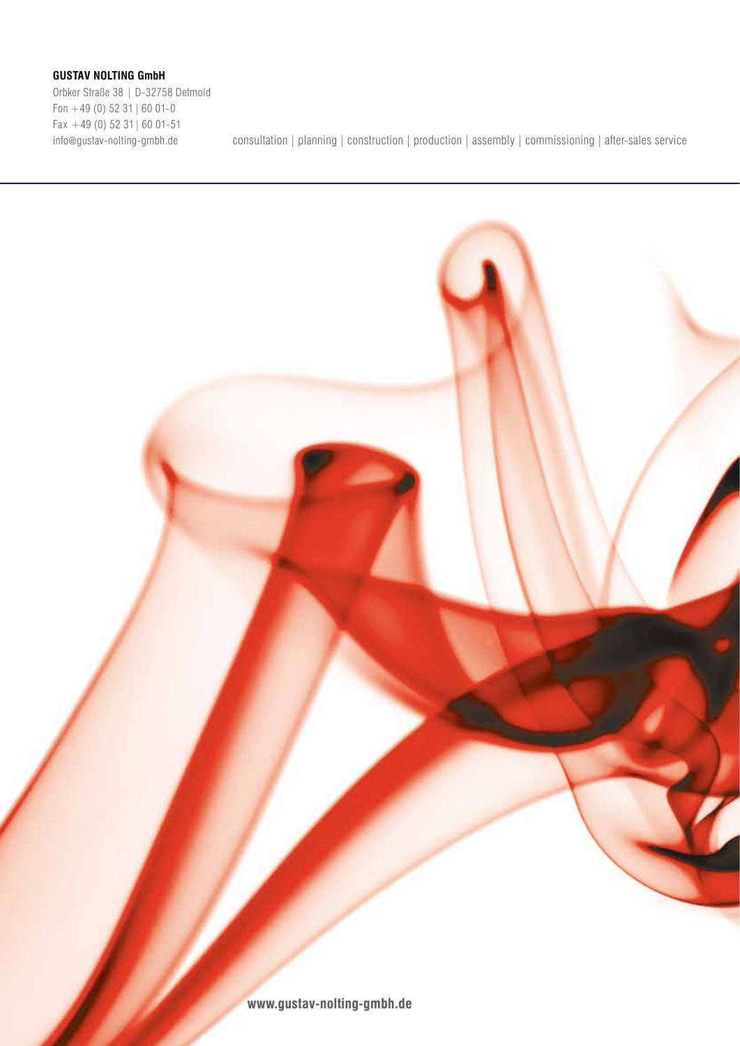**GUSTAV NOLTING GmbH**

Orbker Straße 38 | D-32758 Detmold
Fon +49 (0) 52 31 | 60 01-0
Fax +49 (0) 52 31 | 60 01-51
info@gustav-nolting-gmbh.de

consultation | planning | construction | production | assembly | commissioning | after-sales service

**www.gustav-nolting-gmbh.de**